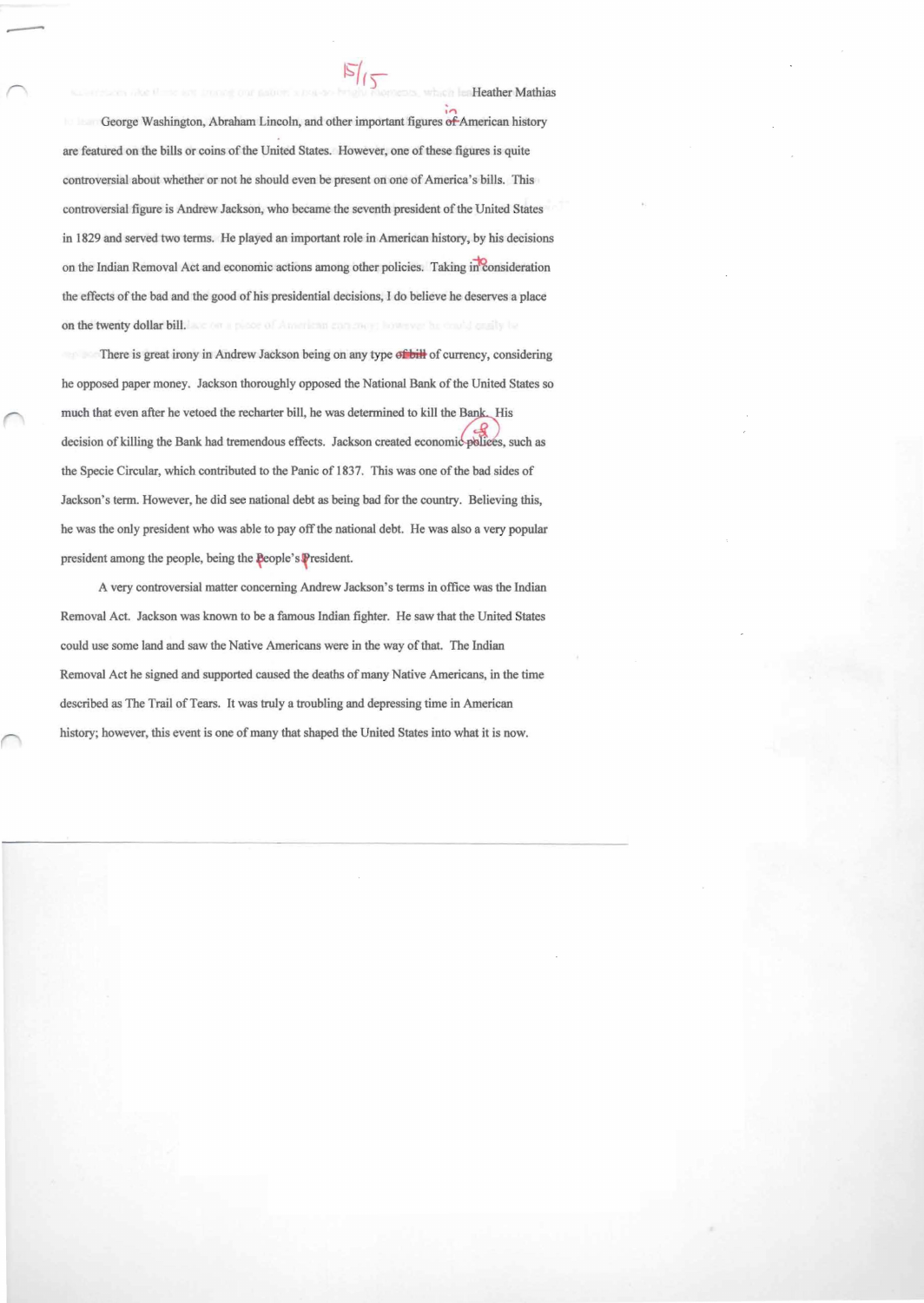15/15

Heather Mathias

George Washington, Abraham Lincoln, and other important figures of American history are featured on the bills or coins of the United States. However, one of these figures is quite controversial about whether or not he should even be present on one of America's bills. This controversial figure is Andrew Jackson, who became the seventh president of the United States in 1829 and served two terms. He played an important role in American history, by his decisions on the Indian Removal Act and economic actions among other policies. Taking in consideration the effects of the bad and the good of his presidential decisions, I do believe he deserves a place on the twenty dollar bill.

There is great irony in Andrew Jackson being on any type of bill of currency, considering he opposed paper money. Jackson thoroughly opposed the National Bank of the United States so much that even after he vetoed the recharter bill, he was determined to kill the Bank. His decision of killing the Bank had tremendous effects. Jackson created economic polices, such as the Specie Circular, which contributed to the Panic of 1837. This was one of the bad sides of Jackson's term. However, he did see national debt as being bad for the country. Believing this, he was the only president who was able to pay off the national debt. He was also a very popular president among the people, being the People's President.

A very controversial matter concerning Andrew Jackson's terms in office was the Indian Removal Act. Jackson was known to be a famous Indian fighter. He saw that the United States could use some land and saw the Native Americans were in the way of that. The Indian Removal Act he signed and supported caused the deaths of many Native Americans, in the time described as The Trail of Tears. It was truly a troubling and depressing time in American history; however, this event is one of many that shaped the United States into what it is now.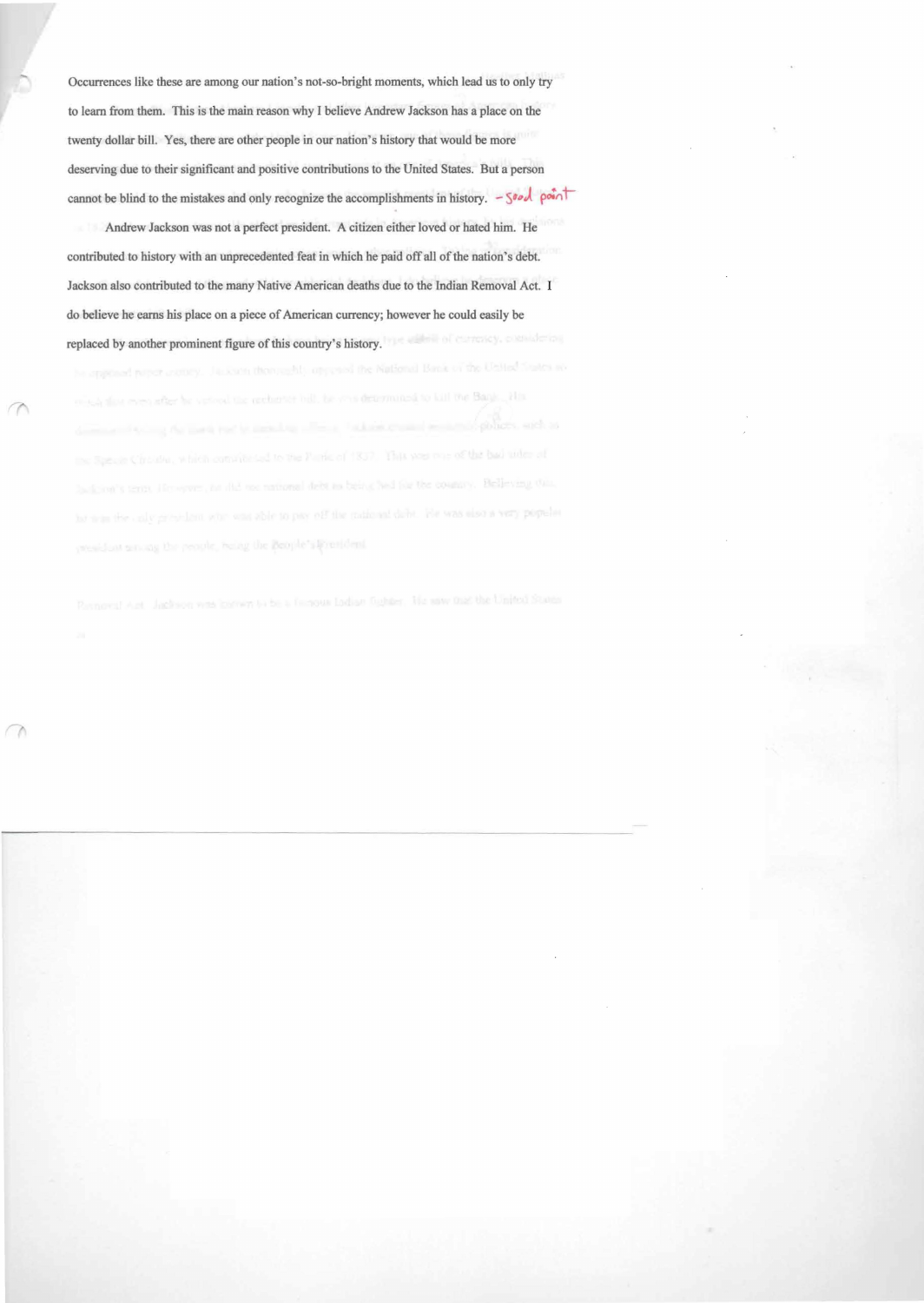Occurrences like these are among our nation's not-so-bright moments, which lead us to only try to learn from them. This is the main reason why I believe Andrew Jackson has a place on the twenty dollar bill. Yes, there are other people in our nation's history that would be more deserving due to their significant and positive contributions to the United States. But a person cannot be blind to the mistakes and only recognize the accomplishments in history. - good point

Andrew Jackson was not a perfect president. A citizen either loved or hated him. He contributed to history with an unprecedented feat in which he paid off all of the nation's debt. Jackson also contributed to the many Native American deaths due to the Indian Removal Act. I do believe he earns his place on a piece of American currency; however he could easily be replaced by another prominent figure of this country's history.